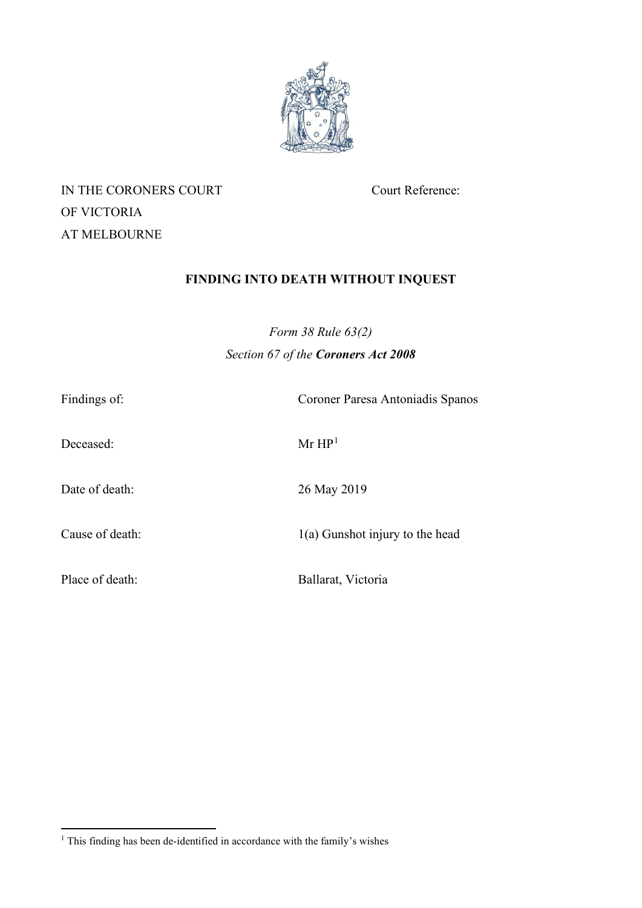IN THE CORONERS COURT
OF VICTORIA
AT MELBOURNE

Court Reference:

**FINDING INTO DEATH WITHOUT INQUEST**

*Form 38 Rule 63(2)*
*Section 67 of the* ***Coroners Act 2008***

| | |
|---|---|
| Findings of: | Coroner Paresa Antoniadis Spanos |
| Deceased: | Mr HP[1] |
| Date of death: | 26 May 2019 |
| Cause of death: | 1(a) Gunshot injury to the head |
| Place of death: | Ballarat, Victoria |

[1] This finding has been de-identified in accordance with the family's wishes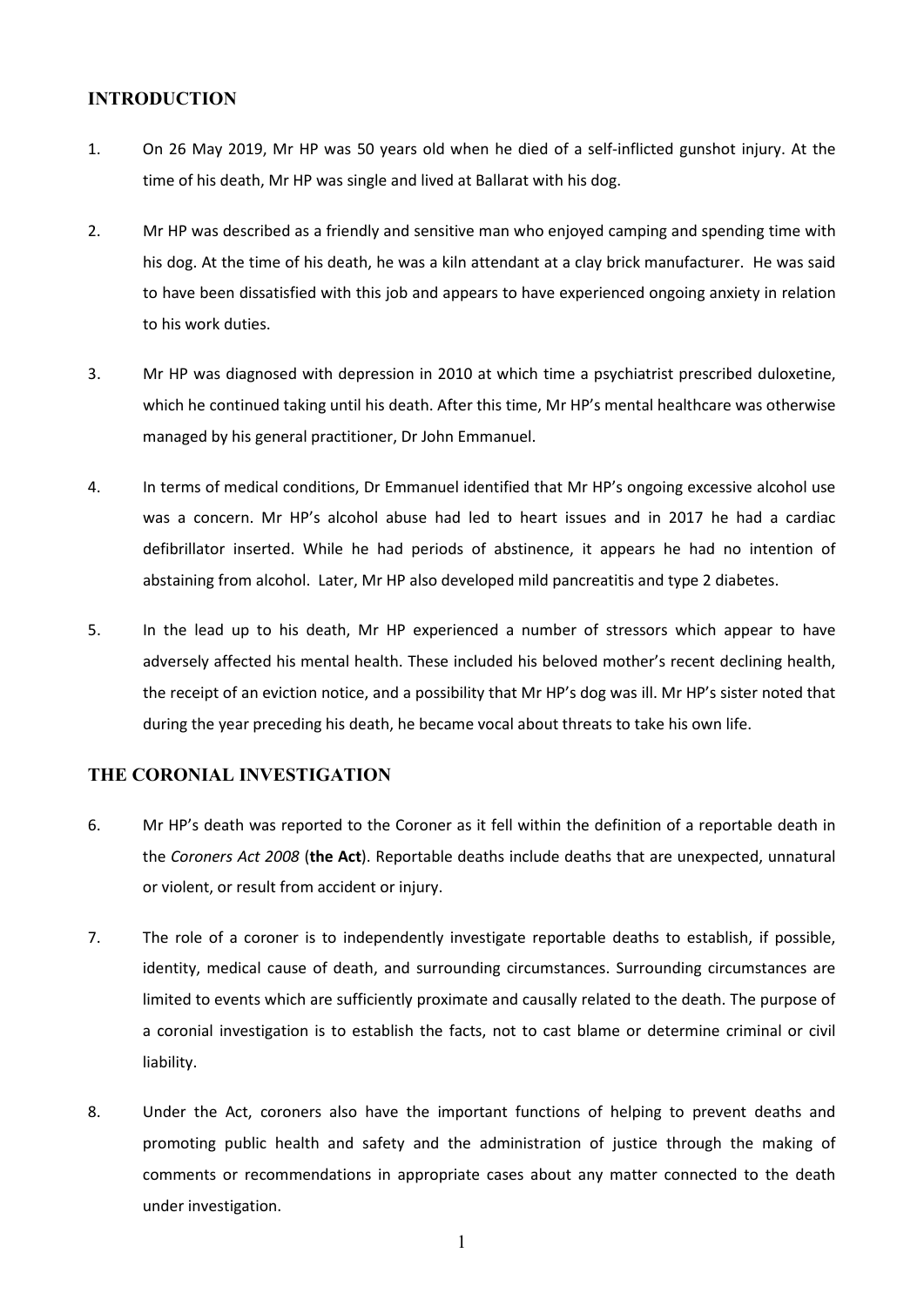## INTRODUCTION

1. On 26 May 2019, Mr HP was 50 years old when he died of a self-inflicted gunshot injury. At the time of his death, Mr HP was single and lived at Ballarat with his dog.

2. Mr HP was described as a friendly and sensitive man who enjoyed camping and spending time with his dog. At the time of his death, he was a kiln attendant at a clay brick manufacturer. He was said to have been dissatisfied with this job and appears to have experienced ongoing anxiety in relation to his work duties.

3. Mr HP was diagnosed with depression in 2010 at which time a psychiatrist prescribed duloxetine, which he continued taking until his death. After this time, Mr HP's mental healthcare was otherwise managed by his general practitioner, Dr John Emmanuel.

4. In terms of medical conditions, Dr Emmanuel identified that Mr HP's ongoing excessive alcohol use was a concern. Mr HP's alcohol abuse had led to heart issues and in 2017 he had a cardiac defibrillator inserted. While he had periods of abstinence, it appears he had no intention of abstaining from alcohol. Later, Mr HP also developed mild pancreatitis and type 2 diabetes.

5. In the lead up to his death, Mr HP experienced a number of stressors which appear to have adversely affected his mental health. These included his beloved mother's recent declining health, the receipt of an eviction notice, and a possibility that Mr HP's dog was ill. Mr HP's sister noted that during the year preceding his death, he became vocal about threats to take his own life.

## THE CORONIAL INVESTIGATION

6. Mr HP's death was reported to the Coroner as it fell within the definition of a reportable death in the *Coroners Act 2008* (**the Act**). Reportable deaths include deaths that are unexpected, unnatural or violent, or result from accident or injury.

7. The role of a coroner is to independently investigate reportable deaths to establish, if possible, identity, medical cause of death, and surrounding circumstances. Surrounding circumstances are limited to events which are sufficiently proximate and causally related to the death. The purpose of a coronial investigation is to establish the facts, not to cast blame or determine criminal or civil liability.

8. Under the Act, coroners also have the important functions of helping to prevent deaths and promoting public health and safety and the administration of justice through the making of comments or recommendations in appropriate cases about any matter connected to the death under investigation.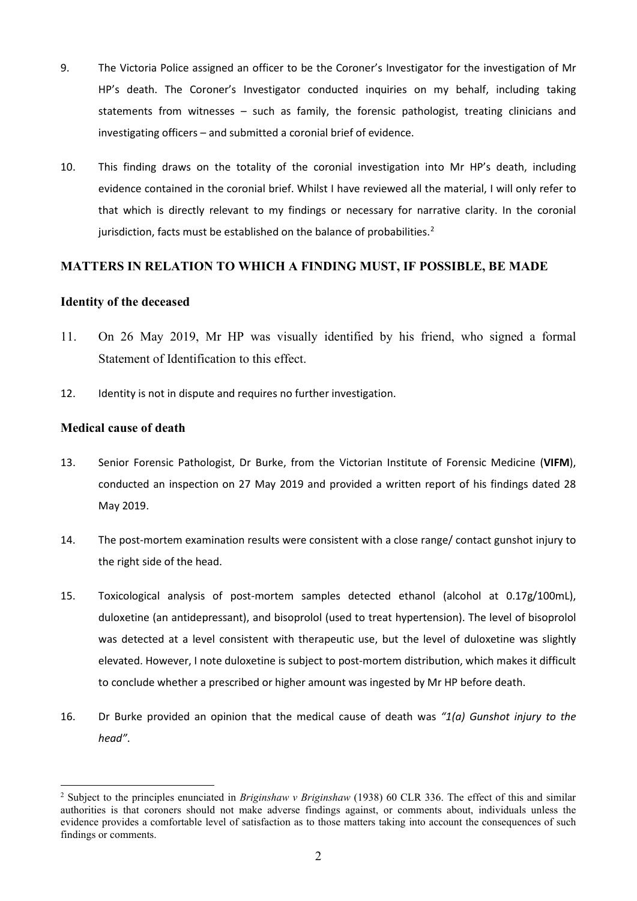9. The Victoria Police assigned an officer to be the Coroner's Investigator for the investigation of Mr HP's death. The Coroner's Investigator conducted inquiries on my behalf, including taking statements from witnesses – such as family, the forensic pathologist, treating clinicians and investigating officers – and submitted a coronial brief of evidence.

10. This finding draws on the totality of the coronial investigation into Mr HP's death, including evidence contained in the coronial brief. Whilst I have reviewed all the material, I will only refer to that which is directly relevant to my findings or necessary for narrative clarity. In the coronial jurisdiction, facts must be established on the balance of probabilities.[2]

## MATTERS IN RELATION TO WHICH A FINDING MUST, IF POSSIBLE, BE MADE

### Identity of the deceased

11. On 26 May 2019, Mr HP was visually identified by his friend, who signed a formal Statement of Identification to this effect.

12. Identity is not in dispute and requires no further investigation.

### Medical cause of death

13. Senior Forensic Pathologist, Dr Burke, from the Victorian Institute of Forensic Medicine (**VIFM**), conducted an inspection on 27 May 2019 and provided a written report of his findings dated 28 May 2019.

14. The post-mortem examination results were consistent with a close range/ contact gunshot injury to the right side of the head.

15. Toxicological analysis of post-mortem samples detected ethanol (alcohol at 0.17g/100mL), duloxetine (an antidepressant), and bisoprolol (used to treat hypertension). The level of bisoprolol was detected at a level consistent with therapeutic use, but the level of duloxetine was slightly elevated. However, I note duloxetine is subject to post-mortem distribution, which makes it difficult to conclude whether a prescribed or higher amount was ingested by Mr HP before death.

16. Dr Burke provided an opinion that the medical cause of death was *"1(a) Gunshot injury to the head"*.

---

[2] Subject to the principles enunciated in *Briginshaw v Briginshaw* (1938) 60 CLR 336. The effect of this and similar authorities is that coroners should not make adverse findings against, or comments about, individuals unless the evidence provides a comfortable level of satisfaction as to those matters taking into account the consequences of such findings or comments.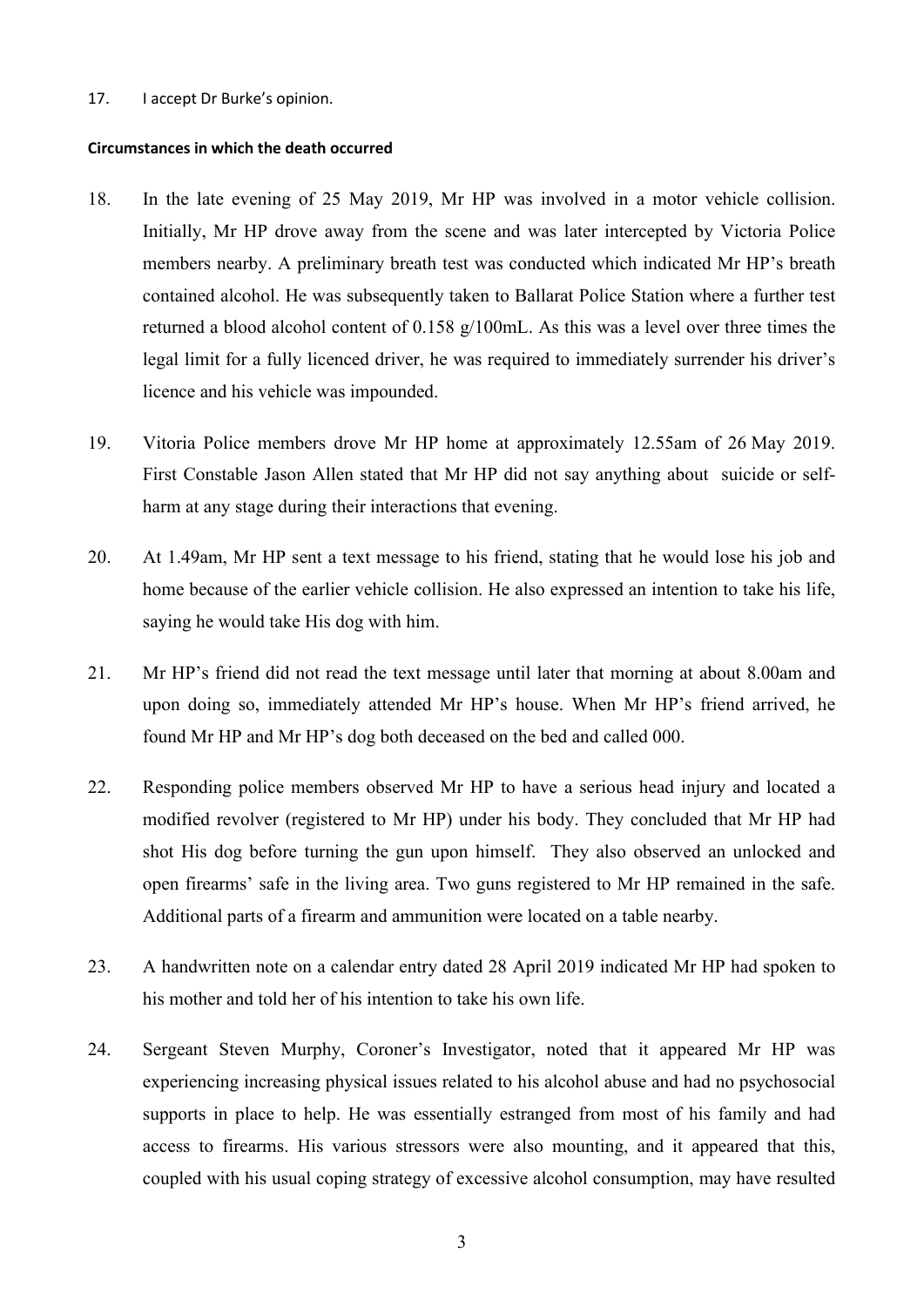17. I accept Dr Burke's opinion.

**Circumstances in which the death occurred**

18. In the late evening of 25 May 2019, Mr HP was involved in a motor vehicle collision. Initially, Mr HP drove away from the scene and was later intercepted by Victoria Police members nearby. A preliminary breath test was conducted which indicated Mr HP's breath contained alcohol. He was subsequently taken to Ballarat Police Station where a further test returned a blood alcohol content of 0.158 g/100mL. As this was a level over three times the legal limit for a fully licenced driver, he was required to immediately surrender his driver's licence and his vehicle was impounded.

19. Vitoria Police members drove Mr HP home at approximately 12.55am of 26 May 2019. First Constable Jason Allen stated that Mr HP did not say anything about suicide or self-harm at any stage during their interactions that evening.

20. At 1.49am, Mr HP sent a text message to his friend, stating that he would lose his job and home because of the earlier vehicle collision. He also expressed an intention to take his life, saying he would take His dog with him.

21. Mr HP's friend did not read the text message until later that morning at about 8.00am and upon doing so, immediately attended Mr HP's house. When Mr HP's friend arrived, he found Mr HP and Mr HP's dog both deceased on the bed and called 000.

22. Responding police members observed Mr HP to have a serious head injury and located a modified revolver (registered to Mr HP) under his body. They concluded that Mr HP had shot His dog before turning the gun upon himself. They also observed an unlocked and open firearms' safe in the living area. Two guns registered to Mr HP remained in the safe. Additional parts of a firearm and ammunition were located on a table nearby.

23. A handwritten note on a calendar entry dated 28 April 2019 indicated Mr HP had spoken to his mother and told her of his intention to take his own life.

24. Sergeant Steven Murphy, Coroner's Investigator, noted that it appeared Mr HP was experiencing increasing physical issues related to his alcohol abuse and had no psychosocial supports in place to help. He was essentially estranged from most of his family and had access to firearms. His various stressors were also mounting, and it appeared that this, coupled with his usual coping strategy of excessive alcohol consumption, may have resulted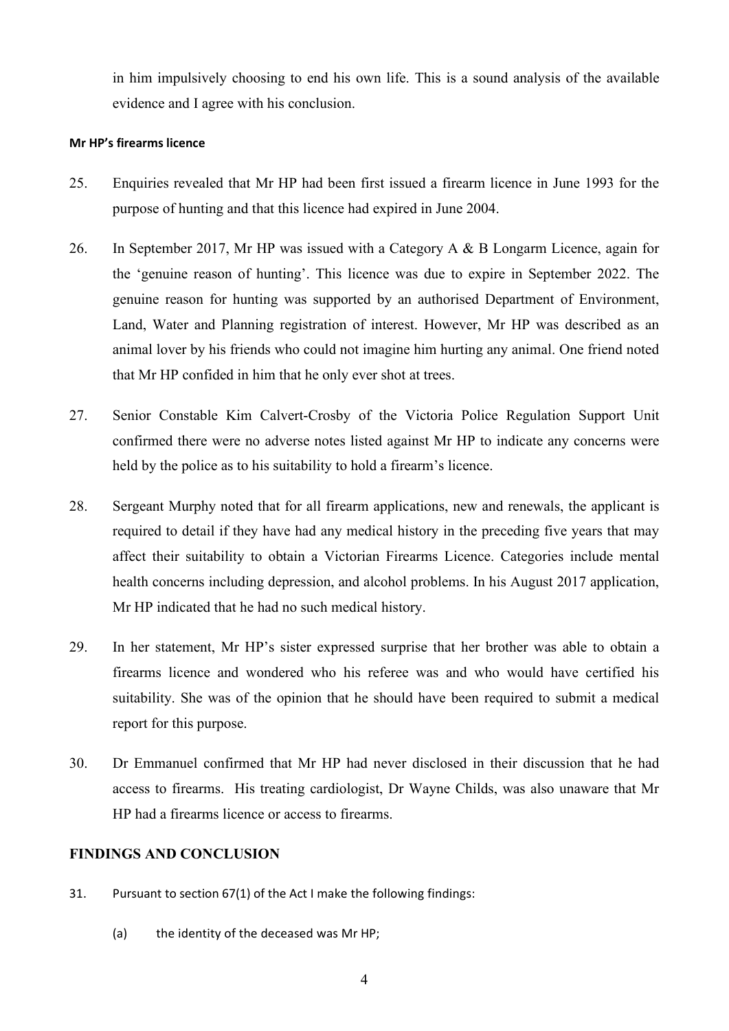in him impulsively choosing to end his own life. This is a sound analysis of the available evidence and I agree with his conclusion.

#### Mr HP's firearms licence

25. Enquiries revealed that Mr HP had been first issued a firearm licence in June 1993 for the purpose of hunting and that this licence had expired in June 2004.

26. In September 2017, Mr HP was issued with a Category A & B Longarm Licence, again for the 'genuine reason of hunting'. This licence was due to expire in September 2022. The genuine reason for hunting was supported by an authorised Department of Environment, Land, Water and Planning registration of interest. However, Mr HP was described as an animal lover by his friends who could not imagine him hurting any animal. One friend noted that Mr HP confided in him that he only ever shot at trees.

27. Senior Constable Kim Calvert-Crosby of the Victoria Police Regulation Support Unit confirmed there were no adverse notes listed against Mr HP to indicate any concerns were held by the police as to his suitability to hold a firearm's licence.

28. Sergeant Murphy noted that for all firearm applications, new and renewals, the applicant is required to detail if they have had any medical history in the preceding five years that may affect their suitability to obtain a Victorian Firearms Licence. Categories include mental health concerns including depression, and alcohol problems. In his August 2017 application, Mr HP indicated that he had no such medical history.

29. In her statement, Mr HP's sister expressed surprise that her brother was able to obtain a firearms licence and wondered who his referee was and who would have certified his suitability. She was of the opinion that he should have been required to submit a medical report for this purpose.

30. Dr Emmanuel confirmed that Mr HP had never disclosed in their discussion that he had access to firearms. His treating cardiologist, Dr Wayne Childs, was also unaware that Mr HP had a firearms licence or access to firearms.

## FINDINGS AND CONCLUSION

31. Pursuant to section 67(1) of the Act I make the following findings:

    (a) the identity of the deceased was Mr HP;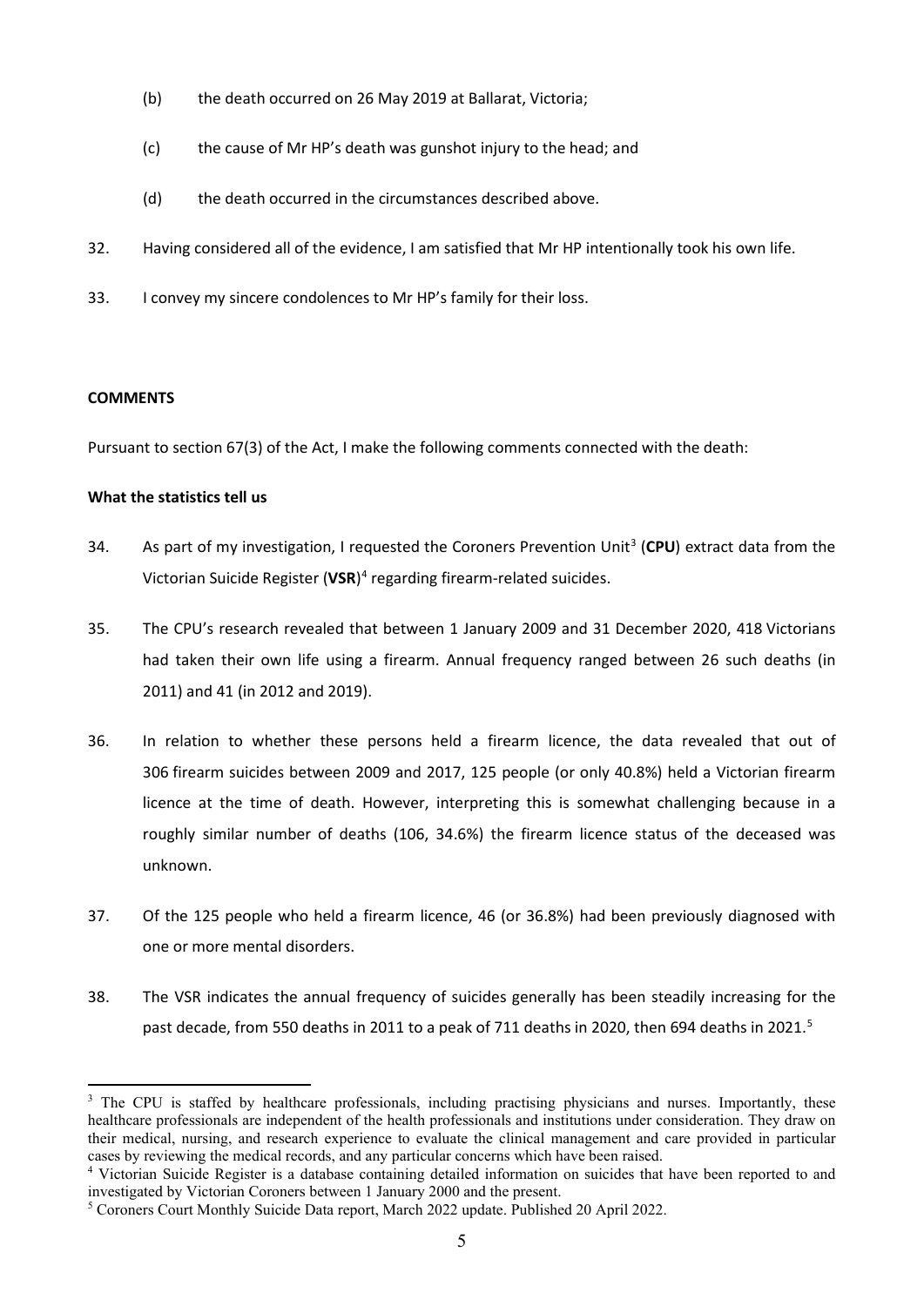(b) the death occurred on 26 May 2019 at Ballarat, Victoria;

(c) the cause of Mr HP's death was gunshot injury to the head; and

(d) the death occurred in the circumstances described above.

32. Having considered all of the evidence, I am satisfied that Mr HP intentionally took his own life.

33. I convey my sincere condolences to Mr HP's family for their loss.

**COMMENTS**

Pursuant to section 67(3) of the Act, I make the following comments connected with the death:

**What the statistics tell us**

34. As part of my investigation, I requested the Coroners Prevention Unit[3] (**CPU**) extract data from the Victorian Suicide Register (**VSR**)[4] regarding firearm-related suicides.

35. The CPU's research revealed that between 1 January 2009 and 31 December 2020, 418 Victorians had taken their own life using a firearm. Annual frequency ranged between 26 such deaths (in 2011) and 41 (in 2012 and 2019).

36. In relation to whether these persons held a firearm licence, the data revealed that out of 306 firearm suicides between 2009 and 2017, 125 people (or only 40.8%) held a Victorian firearm licence at the time of death. However, interpreting this is somewhat challenging because in a roughly similar number of deaths (106, 34.6%) the firearm licence status of the deceased was unknown.

37. Of the 125 people who held a firearm licence, 46 (or 36.8%) had been previously diagnosed with one or more mental disorders.

38. The VSR indicates the annual frequency of suicides generally has been steadily increasing for the past decade, from 550 deaths in 2011 to a peak of 711 deaths in 2020, then 694 deaths in 2021.[5]

[3] The CPU is staffed by healthcare professionals, including practising physicians and nurses. Importantly, these healthcare professionals are independent of the health professionals and institutions under consideration. They draw on their medical, nursing, and research experience to evaluate the clinical management and care provided in particular cases by reviewing the medical records, and any particular concerns which have been raised.

[4] Victorian Suicide Register is a database containing detailed information on suicides that have been reported to and investigated by Victorian Coroners between 1 January 2000 and the present.

[5] Coroners Court Monthly Suicide Data report, March 2022 update. Published 20 April 2022.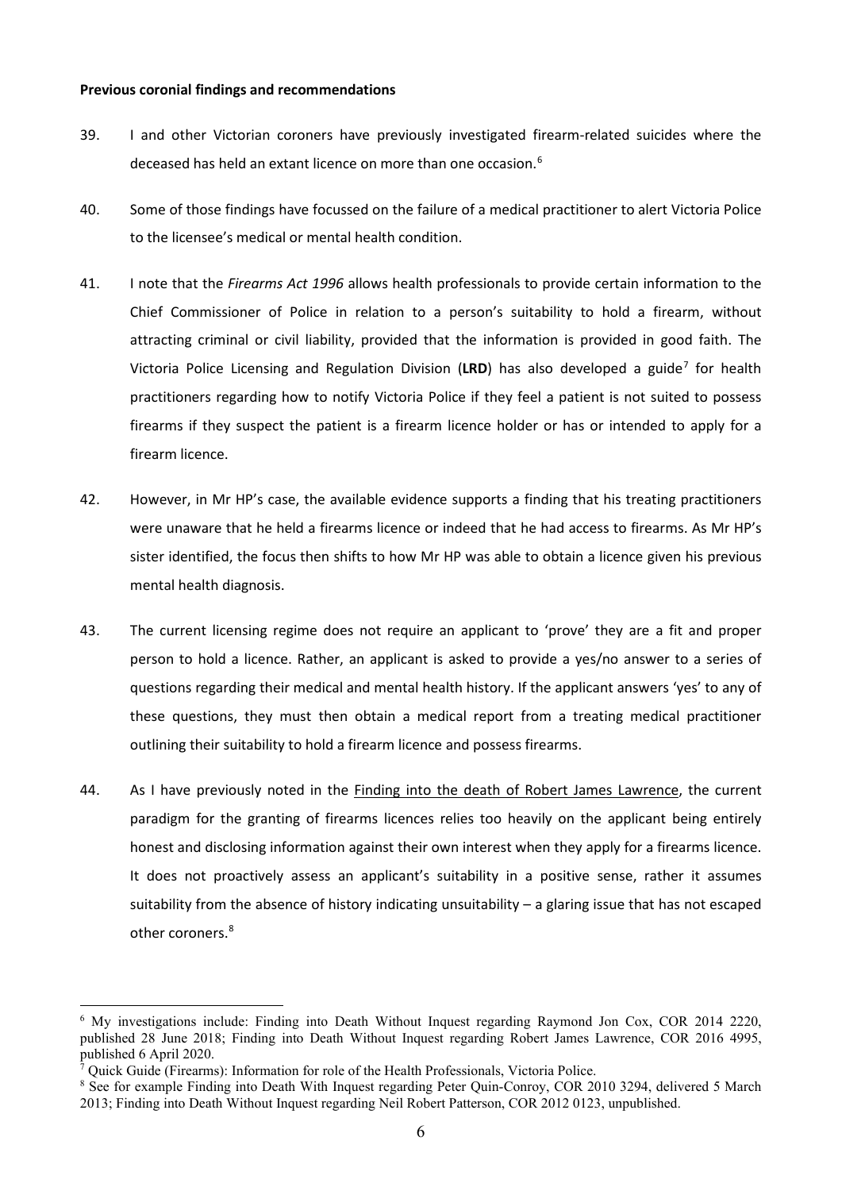**Previous coronial findings and recommendations**

39. I and other Victorian coroners have previously investigated firearm-related suicides where the deceased has held an extant licence on more than one occasion.[6]

40. Some of those findings have focussed on the failure of a medical practitioner to alert Victoria Police to the licensee's medical or mental health condition.

41. I note that the *Firearms Act 1996* allows health professionals to provide certain information to the Chief Commissioner of Police in relation to a person's suitability to hold a firearm, without attracting criminal or civil liability, provided that the information is provided in good faith. The Victoria Police Licensing and Regulation Division (**LRD**) has also developed a guide[7] for health practitioners regarding how to notify Victoria Police if they feel a patient is not suited to possess firearms if they suspect the patient is a firearm licence holder or has or intended to apply for a firearm licence.

42. However, in Mr HP's case, the available evidence supports a finding that his treating practitioners were unaware that he held a firearms licence or indeed that he had access to firearms. As Mr HP's sister identified, the focus then shifts to how Mr HP was able to obtain a licence given his previous mental health diagnosis.

43. The current licensing regime does not require an applicant to 'prove' they are a fit and proper person to hold a licence. Rather, an applicant is asked to provide a yes/no answer to a series of questions regarding their medical and mental health history. If the applicant answers 'yes' to any of these questions, they must then obtain a medical report from a treating medical practitioner outlining their suitability to hold a firearm licence and possess firearms.

44. As I have previously noted in the Finding into the death of Robert James Lawrence, the current paradigm for the granting of firearms licences relies too heavily on the applicant being entirely honest and disclosing information against their own interest when they apply for a firearms licence. It does not proactively assess an applicant's suitability in a positive sense, rather it assumes suitability from the absence of history indicating unsuitability – a glaring issue that has not escaped other coroners.[8]

---

[6] My investigations include: Finding into Death Without Inquest regarding Raymond Jon Cox, COR 2014 2220, published 28 June 2018; Finding into Death Without Inquest regarding Robert James Lawrence, COR 2016 4995, published 6 April 2020.

[7] Quick Guide (Firearms): Information for role of the Health Professionals, Victoria Police.

[8] See for example Finding into Death With Inquest regarding Peter Quin-Conroy, COR 2010 3294, delivered 5 March 2013; Finding into Death Without Inquest regarding Neil Robert Patterson, COR 2012 0123, unpublished.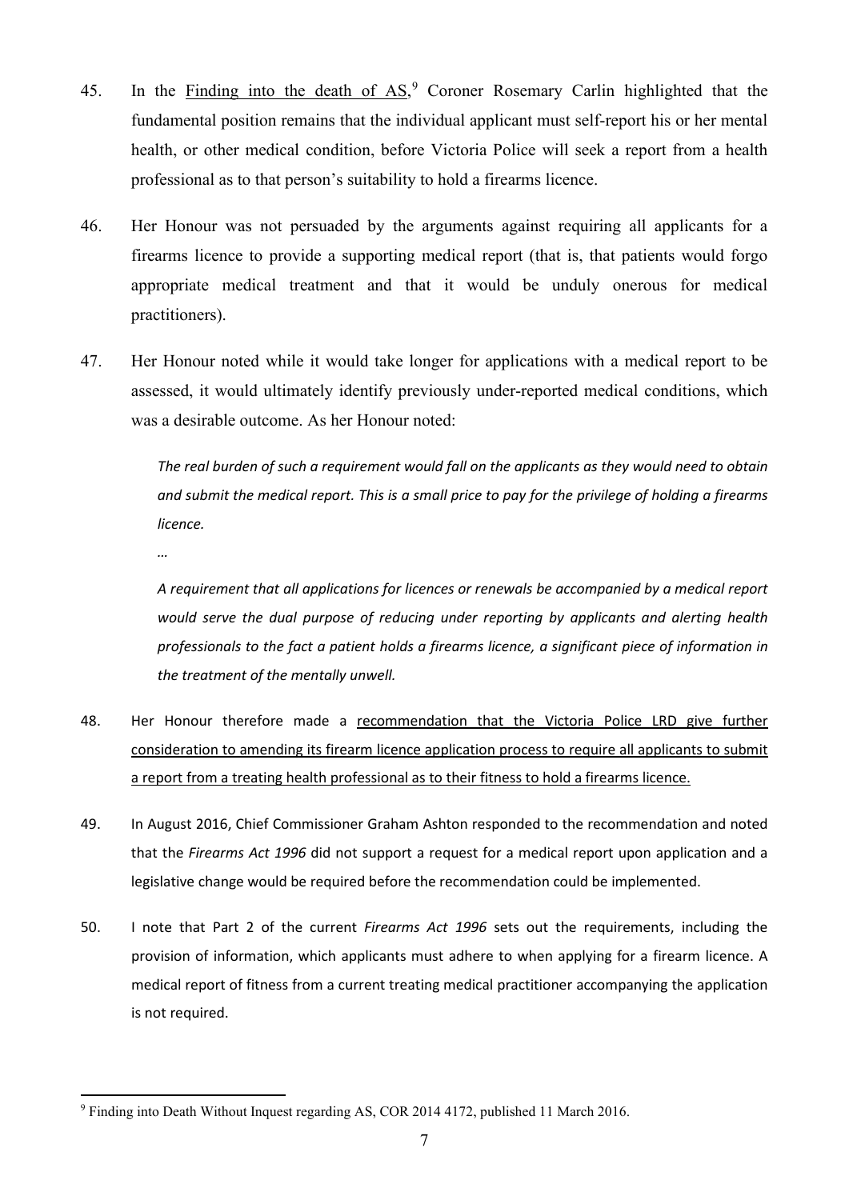45. In the Finding into the death of AS,[9] Coroner Rosemary Carlin highlighted that the fundamental position remains that the individual applicant must self-report his or her mental health, or other medical condition, before Victoria Police will seek a report from a health professional as to that person's suitability to hold a firearms licence.

46. Her Honour was not persuaded by the arguments against requiring all applicants for a firearms licence to provide a supporting medical report (that is, that patients would forgo appropriate medical treatment and that it would be unduly onerous for medical practitioners).

47. Her Honour noted while it would take longer for applications with a medical report to be assessed, it would ultimately identify previously under-reported medical conditions, which was a desirable outcome. As her Honour noted:

> *The real burden of such a requirement would fall on the applicants as they would need to obtain and submit the medical report. This is a small price to pay for the privilege of holding a firearms licence.*
>
> *…*
>
> *A requirement that all applications for licences or renewals be accompanied by a medical report would serve the dual purpose of reducing under reporting by applicants and alerting health professionals to the fact a patient holds a firearms licence, a significant piece of information in the treatment of the mentally unwell.*

48. Her Honour therefore made a recommendation that the Victoria Police LRD give further consideration to amending its firearm licence application process to require all applicants to submit a report from a treating health professional as to their fitness to hold a firearms licence.

49. In August 2016, Chief Commissioner Graham Ashton responded to the recommendation and noted that the *Firearms Act 1996* did not support a request for a medical report upon application and a legislative change would be required before the recommendation could be implemented.

50. I note that Part 2 of the current *Firearms Act 1996* sets out the requirements, including the provision of information, which applicants must adhere to when applying for a firearm licence. A medical report of fitness from a current treating medical practitioner accompanying the application is not required.

---

[9] Finding into Death Without Inquest regarding AS, COR 2014 4172, published 11 March 2016.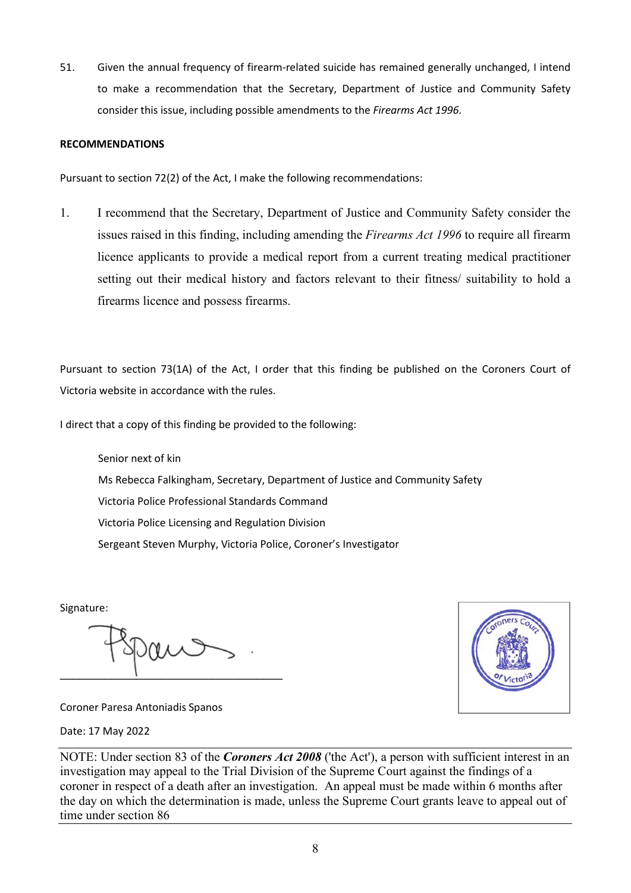51. Given the annual frequency of firearm-related suicide has remained generally unchanged, I intend to make a recommendation that the Secretary, Department of Justice and Community Safety consider this issue, including possible amendments to the *Firearms Act 1996*.

**RECOMMENDATIONS**

Pursuant to section 72(2) of the Act, I make the following recommendations:

1. I recommend that the Secretary, Department of Justice and Community Safety consider the issues raised in this finding, including amending the *Firearms Act 1996* to require all firearm licence applicants to provide a medical report from a current treating medical practitioner setting out their medical history and factors relevant to their fitness/ suitability to hold a firearms licence and possess firearms.

Pursuant to section 73(1A) of the Act, I order that this finding be published on the Coroners Court of Victoria website in accordance with the rules.

I direct that a copy of this finding be provided to the following:

Senior next of kin

Ms Rebecca Falkingham, Secretary, Department of Justice and Community Safety

Victoria Police Professional Standards Command

Victoria Police Licensing and Regulation Division

Sergeant Steven Murphy, Victoria Police, Coroner's Investigator

Signature:

Coroner Paresa Antoniadis Spanos

Date: 17 May 2022

NOTE: Under section 83 of the ***Coroners Act 2008*** ('the Act'), a person with sufficient interest in an investigation may appeal to the Trial Division of the Supreme Court against the findings of a coroner in respect of a death after an investigation. An appeal must be made within 6 months after the day on which the determination is made, unless the Supreme Court grants leave to appeal out of time under section 86